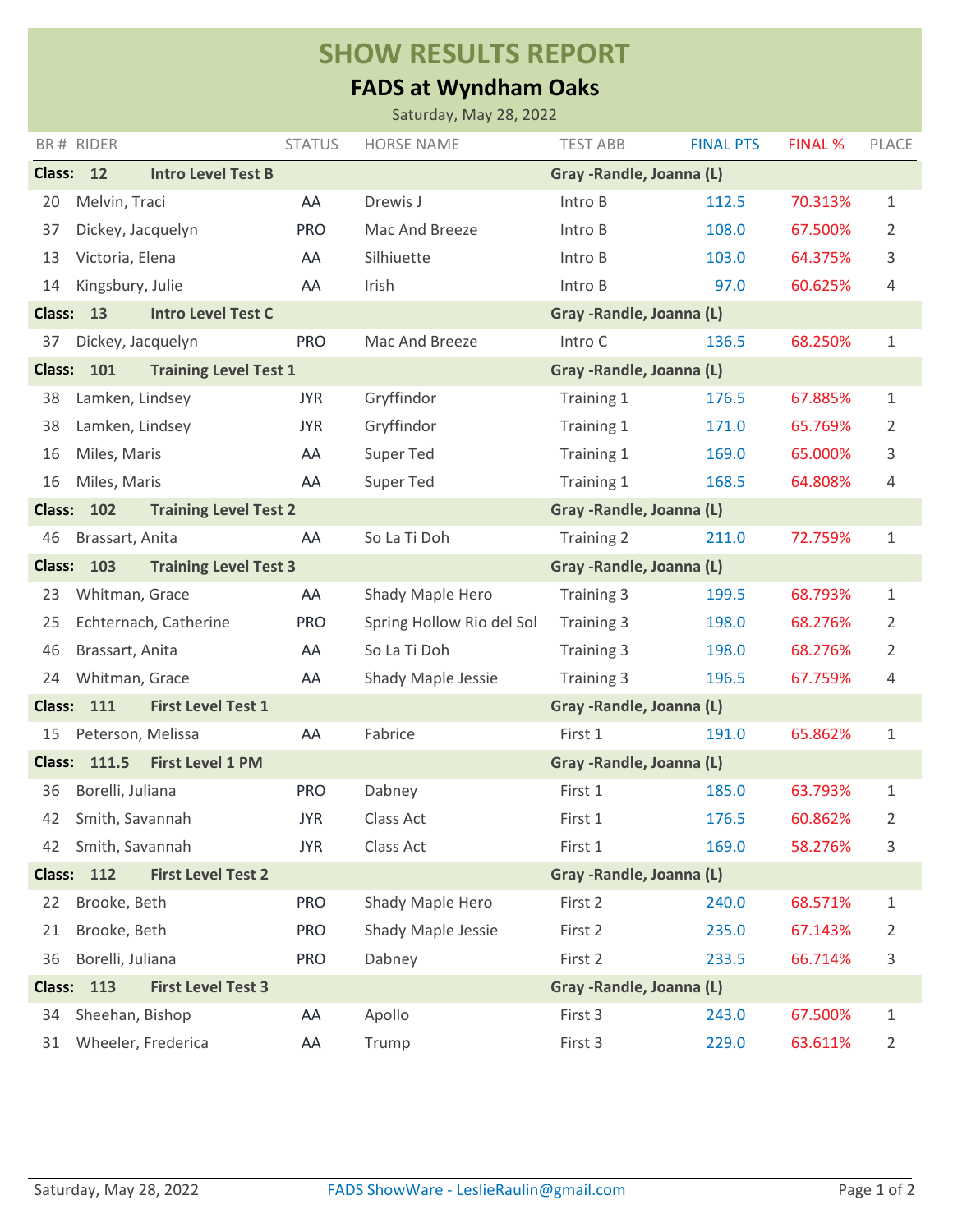# SHOW RESULTS REPORT

## FADS at Wyndham Oaks

Saturday, May 28, 2022

| BR # | RIDER | STATUS | HORSE NAME | TEST ABB | FINAL PTS | FINAL % | PLACE |
|---|---|---|---|---|---|---|---|
| **Class: 12** | **Intro Level Test B** | | | **Gray -Randle, Joanna (L)** | | | |
| 20 | Melvin, Traci | AA | Drewis J | Intro B | 112.5 | 70.313% | 1 |
| 37 | Dickey, Jacquelyn | PRO | Mac And Breeze | Intro B | 108.0 | 67.500% | 2 |
| 13 | Victoria, Elena | AA | Silhiuette | Intro B | 103.0 | 64.375% | 3 |
| 14 | Kingsbury, Julie | AA | Irish | Intro B | 97.0 | 60.625% | 4 |
| **Class: 13** | **Intro Level Test C** | | | **Gray -Randle, Joanna (L)** | | | |
| 37 | Dickey, Jacquelyn | PRO | Mac And Breeze | Intro C | 136.5 | 68.250% | 1 |
| **Class: 101** | **Training Level Test 1** | | | **Gray -Randle, Joanna (L)** | | | |
| 38 | Lamken, Lindsey | JYR | Gryffindor | Training 1 | 176.5 | 67.885% | 1 |
| 38 | Lamken, Lindsey | JYR | Gryffindor | Training 1 | 171.0 | 65.769% | 2 |
| 16 | Miles, Maris | AA | Super Ted | Training 1 | 169.0 | 65.000% | 3 |
| 16 | Miles, Maris | AA | Super Ted | Training 1 | 168.5 | 64.808% | 4 |
| **Class: 102** | **Training Level Test 2** | | | **Gray -Randle, Joanna (L)** | | | |
| 46 | Brassart, Anita | AA | So La Ti Doh | Training 2 | 211.0 | 72.759% | 1 |
| **Class: 103** | **Training Level Test 3** | | | **Gray -Randle, Joanna (L)** | | | |
| 23 | Whitman, Grace | AA | Shady Maple Hero | Training 3 | 199.5 | 68.793% | 1 |
| 25 | Echternach, Catherine | PRO | Spring Hollow Rio del Sol | Training 3 | 198.0 | 68.276% | 2 |
| 46 | Brassart, Anita | AA | So La Ti Doh | Training 3 | 198.0 | 68.276% | 2 |
| 24 | Whitman, Grace | AA | Shady Maple Jessie | Training 3 | 196.5 | 67.759% | 4 |
| **Class: 111** | **First Level Test 1** | | | **Gray -Randle, Joanna (L)** | | | |
| 15 | Peterson, Melissa | AA | Fabrice | First 1 | 191.0 | 65.862% | 1 |
| **Class: 111.5** | **First Level 1 PM** | | | **Gray -Randle, Joanna (L)** | | | |
| 36 | Borelli, Juliana | PRO | Dabney | First 1 | 185.0 | 63.793% | 1 |
| 42 | Smith, Savannah | JYR | Class Act | First 1 | 176.5 | 60.862% | 2 |
| 42 | Smith, Savannah | JYR | Class Act | First 1 | 169.0 | 58.276% | 3 |
| **Class: 112** | **First Level Test 2** | | | **Gray -Randle, Joanna (L)** | | | |
| 22 | Brooke, Beth | PRO | Shady Maple Hero | First 2 | 240.0 | 68.571% | 1 |
| 21 | Brooke, Beth | PRO | Shady Maple Jessie | First 2 | 235.0 | 67.143% | 2 |
| 36 | Borelli, Juliana | PRO | Dabney | First 2 | 233.5 | 66.714% | 3 |
| **Class: 113** | **First Level Test 3** | | | **Gray -Randle, Joanna (L)** | | | |
| 34 | Sheehan, Bishop | AA | Apollo | First 3 | 243.0 | 67.500% | 1 |
| 31 | Wheeler, Frederica | AA | Trump | First 3 | 229.0 | 63.611% | 2 |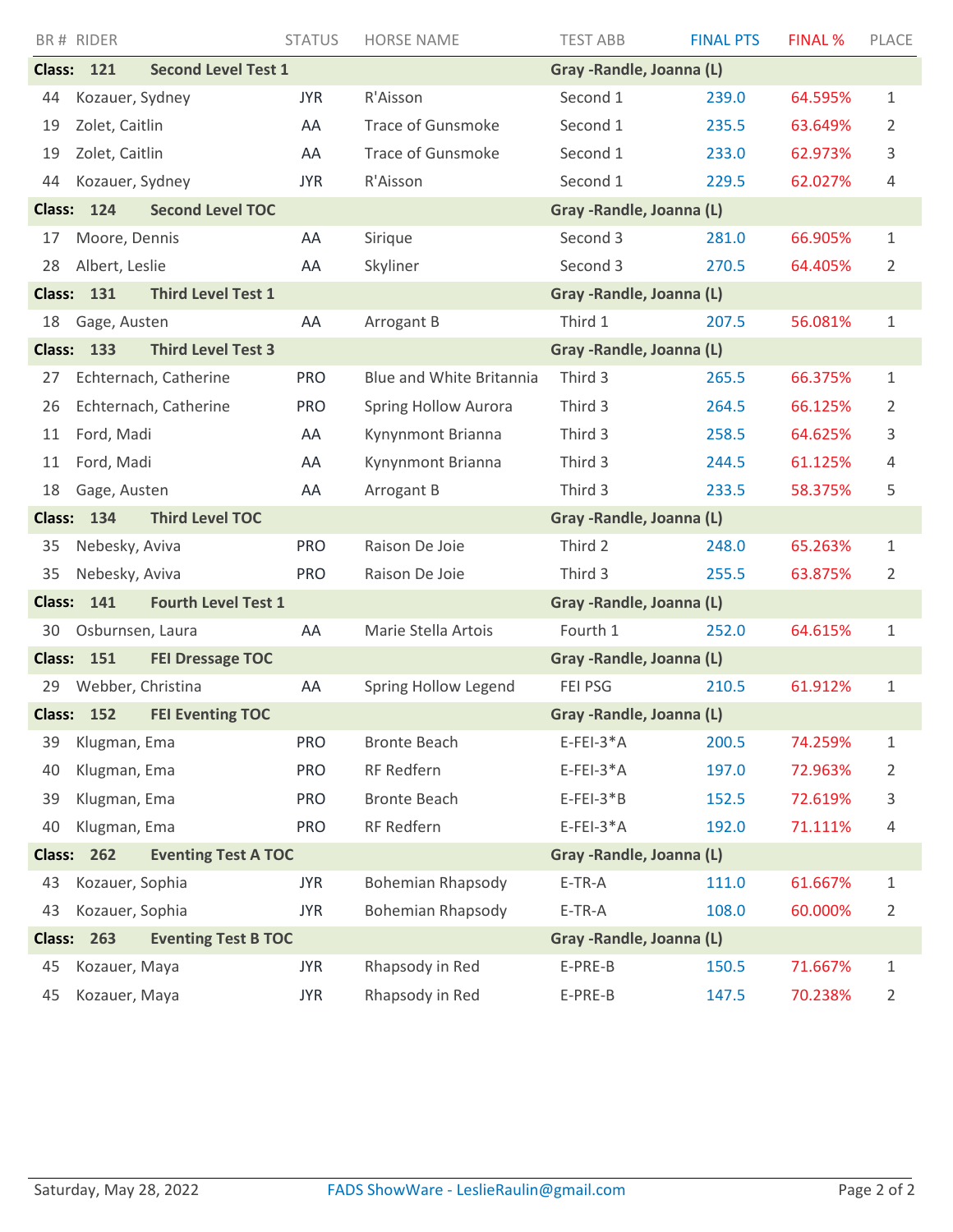| BR # | RIDER | STATUS | HORSE NAME | TEST ABB | FINAL PTS | FINAL % | PLACE |
|---|---|---|---|---|---|---|---|
| **Class: 121** | **Second Level Test 1** | | | **Gray -Randle, Joanna (L)** | | | |
| 44 | Kozauer, Sydney | JYR | R'Aisson | Second 1 | 239.0 | 64.595% | 1 |
| 19 | Zolet, Caitlin | AA | Trace of Gunsmoke | Second 1 | 235.5 | 63.649% | 2 |
| 19 | Zolet, Caitlin | AA | Trace of Gunsmoke | Second 1 | 233.0 | 62.973% | 3 |
| 44 | Kozauer, Sydney | JYR | R'Aisson | Second 1 | 229.5 | 62.027% | 4 |
| **Class: 124** | **Second Level TOC** | | | **Gray -Randle, Joanna (L)** | | | |
| 17 | Moore, Dennis | AA | Sirique | Second 3 | 281.0 | 66.905% | 1 |
| 28 | Albert, Leslie | AA | Skyliner | Second 3 | 270.5 | 64.405% | 2 |
| **Class: 131** | **Third Level Test 1** | | | **Gray -Randle, Joanna (L)** | | | |
| 18 | Gage, Austen | AA | Arrogant B | Third 1 | 207.5 | 56.081% | 1 |
| **Class: 133** | **Third Level Test 3** | | | **Gray -Randle, Joanna (L)** | | | |
| 27 | Echternach, Catherine | PRO | Blue and White Britannia | Third 3 | 265.5 | 66.375% | 1 |
| 26 | Echternach, Catherine | PRO | Spring Hollow Aurora | Third 3 | 264.5 | 66.125% | 2 |
| 11 | Ford, Madi | AA | Kynynmont Brianna | Third 3 | 258.5 | 64.625% | 3 |
| 11 | Ford, Madi | AA | Kynynmont Brianna | Third 3 | 244.5 | 61.125% | 4 |
| 18 | Gage, Austen | AA | Arrogant B | Third 3 | 233.5 | 58.375% | 5 |
| **Class: 134** | **Third Level TOC** | | | **Gray -Randle, Joanna (L)** | | | |
| 35 | Nebesky, Aviva | PRO | Raison De Joie | Third 2 | 248.0 | 65.263% | 1 |
| 35 | Nebesky, Aviva | PRO | Raison De Joie | Third 3 | 255.5 | 63.875% | 2 |
| **Class: 141** | **Fourth Level Test 1** | | | **Gray -Randle, Joanna (L)** | | | |
| 30 | Osburnsen, Laura | AA | Marie Stella Artois | Fourth 1 | 252.0 | 64.615% | 1 |
| **Class: 151** | **FEI Dressage TOC** | | | **Gray -Randle, Joanna (L)** | | | |
| 29 | Webber, Christina | AA | Spring Hollow Legend | FEI PSG | 210.5 | 61.912% | 1 |
| **Class: 152** | **FEI Eventing TOC** | | | **Gray -Randle, Joanna (L)** | | | |
| 39 | Klugman, Ema | PRO | Bronte Beach | E-FEI-3*A | 200.5 | 74.259% | 1 |
| 40 | Klugman, Ema | PRO | RF Redfern | E-FEI-3*A | 197.0 | 72.963% | 2 |
| 39 | Klugman, Ema | PRO | Bronte Beach | E-FEI-3*B | 152.5 | 72.619% | 3 |
| 40 | Klugman, Ema | PRO | RF Redfern | E-FEI-3*A | 192.0 | 71.111% | 4 |
| **Class: 262** | **Eventing Test A TOC** | | | **Gray -Randle, Joanna (L)** | | | |
| 43 | Kozauer, Sophia | JYR | Bohemian Rhapsody | E-TR-A | 111.0 | 61.667% | 1 |
| 43 | Kozauer, Sophia | JYR | Bohemian Rhapsody | E-TR-A | 108.0 | 60.000% | 2 |
| **Class: 263** | **Eventing Test B TOC** | | | **Gray -Randle, Joanna (L)** | | | |
| 45 | Kozauer, Maya | JYR | Rhapsody in Red | E-PRE-B | 150.5 | 71.667% | 1 |
| 45 | Kozauer, Maya | JYR | Rhapsody in Red | E-PRE-B | 147.5 | 70.238% | 2 |

Saturday, May 28, 2022 FADS ShowWare - LeslieRaulin@gmail.com